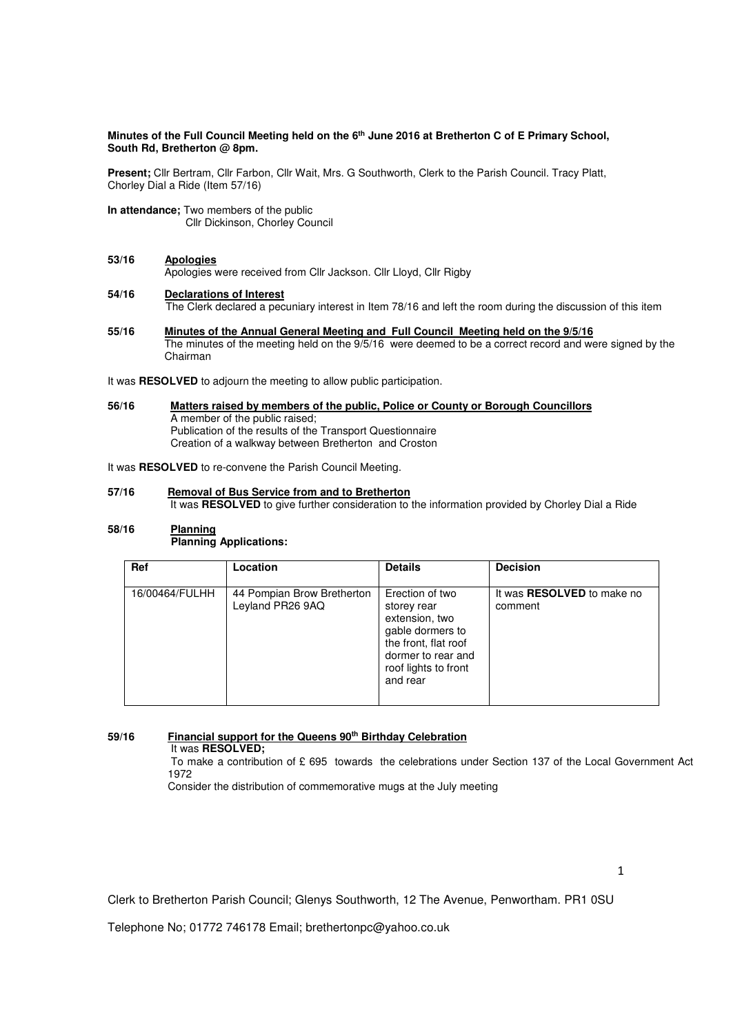**Minutes of the Full Council Meeting held on the 6th June 2016 at Bretherton C of E Primary School, South Rd, Bretherton @ 8pm.**

**Present;** Cllr Bertram, Cllr Farbon, Cllr Wait, Mrs. G Southworth, Clerk to the Parish Council. Tracy Platt, Chorley Dial a Ride (Item 57/16)

**In attendance;** Two members of the public
Cllr Dickinson, Chorley Council

**53/16 Apologies**
Apologies were received from Cllr Jackson. Cllr Lloyd, Cllr Rigby

**54/16 Declarations of Interest**
The Clerk declared a pecuniary interest in Item 78/16 and left the room during the discussion of this item

**55/16 Minutes of the Annual General Meeting and Full Council Meeting held on the 9/5/16**
The minutes of the meeting held on the 9/5/16 were deemed to be a correct record and were signed by the Chairman

It was **RESOLVED** to adjourn the meeting to allow public participation.

**56/16 Matters raised by members of the public, Police or County or Borough Councillors**
A member of the public raised;
Publication of the results of the Transport Questionnaire
Creation of a walkway between Bretherton and Croston

It was **RESOLVED** to re-convene the Parish Council Meeting.

**57/16 Removal of Bus Service from and to Bretherton**
It was **RESOLVED** to give further consideration to the information provided by Chorley Dial a Ride

**58/16 Planning**
**Planning Applications:**

| Ref | Location | Details | Decision |
|---|---|---|---|
| 16/00464/FULHH | 44 Pompian Brow Bretherton Leyland PR26 9AQ | Erection of two storey rear extension, two gable dormers to the front, flat roof dormer to rear and roof lights to front and rear | It was **RESOLVED** to make no comment |

**59/16 Financial support for the Queens 90th Birthday Celebration**
It was **RESOLVED;**
To make a contribution of £ 695 towards the celebrations under Section 137 of the Local Government Act 1972
Consider the distribution of commemorative mugs at the July meeting

Clerk to Bretherton Parish Council; Glenys Southworth, 12 The Avenue, Penwortham. PR1 0SU

Telephone No; 01772 746178 Email; brethertonpc@yahoo.co.uk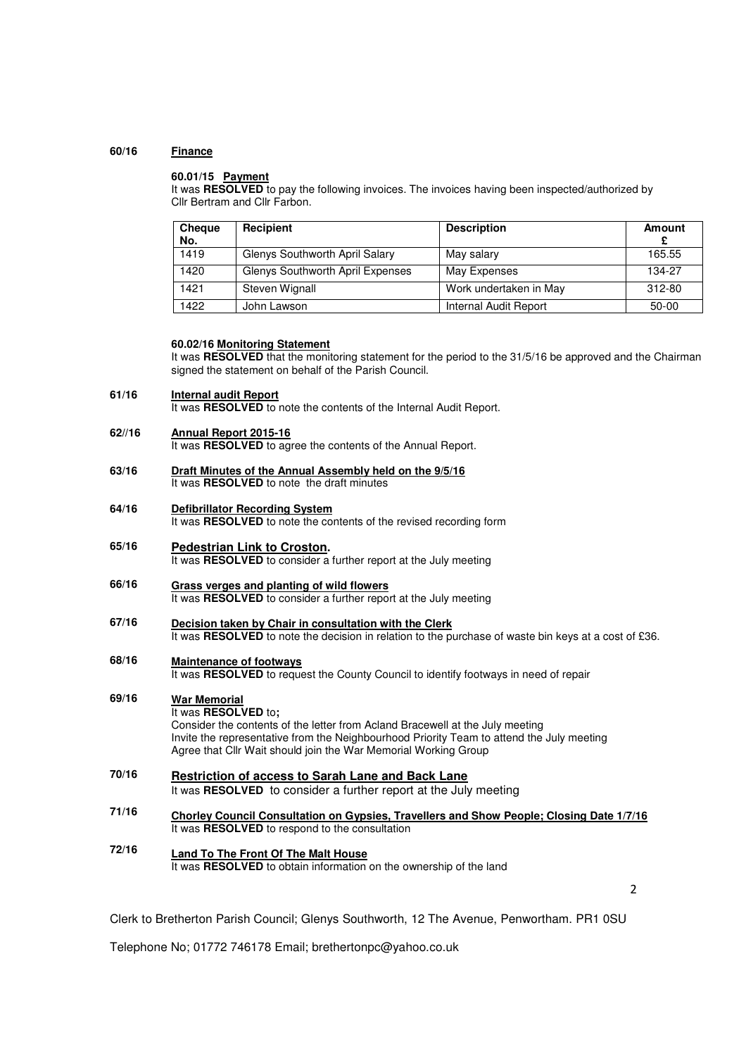**60/16 Finance**

**60.01/15 Payment**

It was **RESOLVED** to pay the following invoices. The invoices having been inspected/authorized by Cllr Bertram and Cllr Farbon.

| Cheque No. | Recipient | Description | Amount £ |
|---|---|---|---|
| 1419 | Glenys Southworth April Salary | May salary | 165.55 |
| 1420 | Glenys Southworth April Expenses | May Expenses | 134-27 |
| 1421 | Steven Wignall | Work undertaken in May | 312-80 |
| 1422 | John Lawson | Internal Audit Report | 50-00 |

**60.02/16 Monitoring Statement**

It was **RESOLVED** that the monitoring statement for the period to the 31/5/16 be approved and the Chairman signed the statement on behalf of the Parish Council.

**61/16 Internal audit Report**

It was **RESOLVED** to note the contents of the Internal Audit Report.

**62//16 Annual Report 2015-16**

It was **RESOLVED** to agree the contents of the Annual Report.

**63/16 Draft Minutes of the Annual Assembly held on the 9/5/16**

It was **RESOLVED** to note the draft minutes

**64/16 Defibrillator Recording System**

It was **RESOLVED** to note the contents of the revised recording form

**65/16 Pedestrian Link to Croston.**

It was **RESOLVED** to consider a further report at the July meeting

**66/16 Grass verges and planting of wild flowers**

It was **RESOLVED** to consider a further report at the July meeting

**67/16 Decision taken by Chair in consultation with the Clerk**

It was **RESOLVED** to note the decision in relation to the purchase of waste bin keys at a cost of £36.

**68/16 Maintenance of footways**

It was **RESOLVED** to request the County Council to identify footways in need of repair

**69/16 War Memorial**

It was **RESOLVED** to**;**

Consider the contents of the letter from Acland Bracewell at the July meeting

Invite the representative from the Neighbourhood Priority Team to attend the July meeting

Agree that Cllr Wait should join the War Memorial Working Group

**70/16 Restriction of access to Sarah Lane and Back Lane**

It was **RESOLVED** to consider a further report at the July meeting

**71/16 Chorley Council Consultation on Gypsies, Travellers and Show People; Closing Date 1/7/16**

It was **RESOLVED** to respond to the consultation

**72/16 Land To The Front Of The Malt House**

It was **RESOLVED** to obtain information on the ownership of the land

Clerk to Bretherton Parish Council; Glenys Southworth, 12 The Avenue, Penwortham. PR1 0SU

Telephone No; 01772 746178 Email; brethertonpc@yahoo.co.uk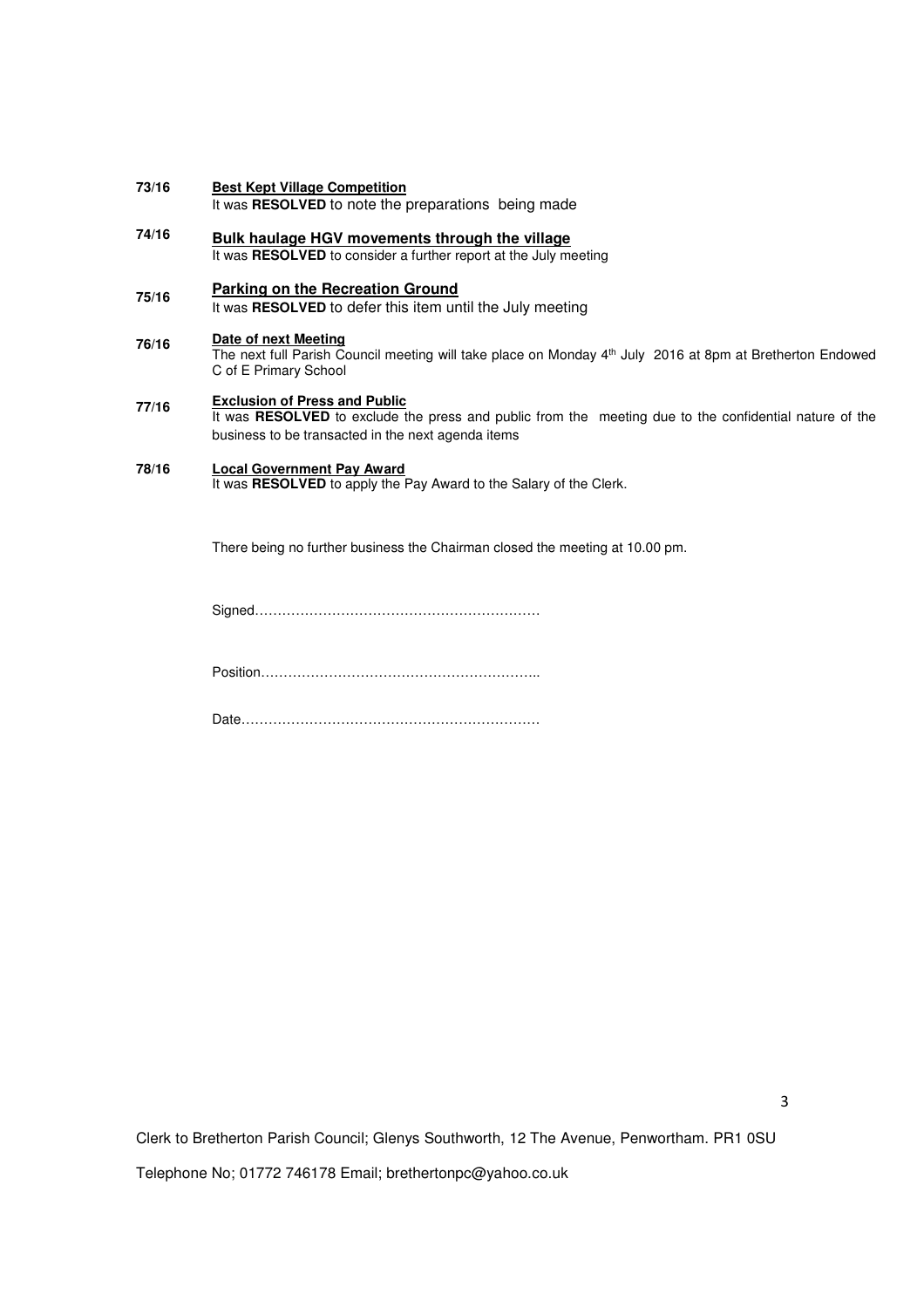**73/16** **Best Kept Village Competition**
It was **RESOLVED** to note the preparations being made

**74/16** **Bulk haulage HGV movements through the village**
It was **RESOLVED** to consider a further report at the July meeting

**75/16** **Parking on the Recreation Ground**
It was **RESOLVED** to defer this item until the July meeting

**76/16** **Date of next Meeting**
The next full Parish Council meeting will take place on Monday 4th July 2016 at 8pm at Bretherton Endowed C of E Primary School

**77/16** **Exclusion of Press and Public**
It was **RESOLVED** to exclude the press and public from the meeting due to the confidential nature of the business to be transacted in the next agenda items

**78/16** **Local Government Pay Award**
It was **RESOLVED** to apply the Pay Award to the Salary of the Clerk.

There being no further business the Chairman closed the meeting at 10.00 pm.

Signed………………………………………………………

Position……………………………………………………..

Date…………………………………………………………

Clerk to Bretherton Parish Council; Glenys Southworth, 12 The Avenue, Penwortham. PR1 0SU

Telephone No; 01772 746178 Email; brethertonpc@yahoo.co.uk